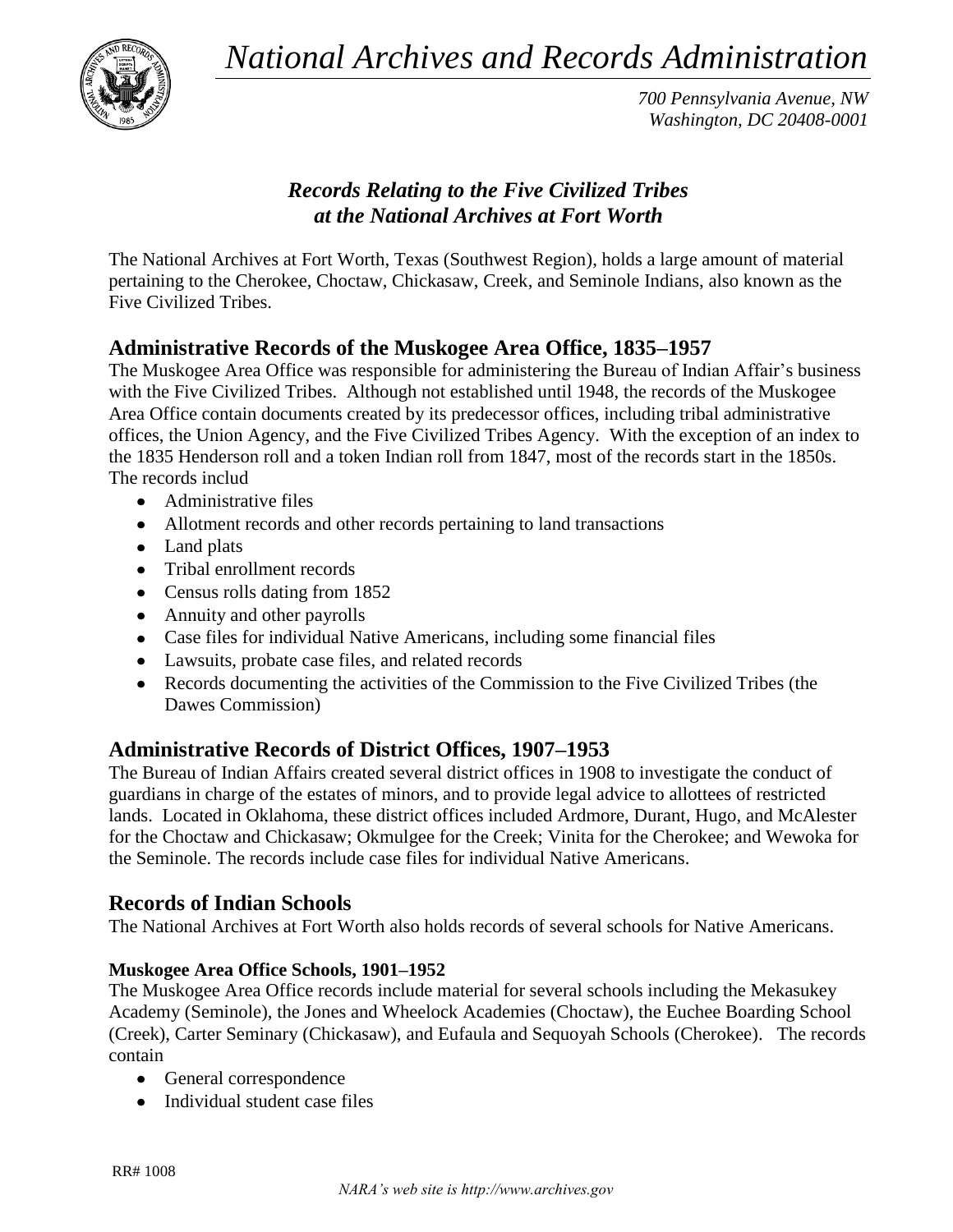*National Archives and Records Administration*

*700 Pennsylvania Avenue, NW*
*Washington, DC 20408-0001*

## *Records Relating to the Five Civilized Tribes at the National Archives at Fort Worth*

The National Archives at Fort Worth, Texas (Southwest Region), holds a large amount of material pertaining to the Cherokee, Choctaw, Chickasaw, Creek, and Seminole Indians, also known as the Five Civilized Tribes.

## Administrative Records of the Muskogee Area Office, 1835–1957

The Muskogee Area Office was responsible for administering the Bureau of Indian Affair's business with the Five Civilized Tribes. Although not established until 1948, the records of the Muskogee Area Office contain documents created by its predecessor offices, including tribal administrative offices, the Union Agency, and the Five Civilized Tribes Agency. With the exception of an index to the 1835 Henderson roll and a token Indian roll from 1847, most of the records start in the 1850s. The records includ

- Administrative files
- Allotment records and other records pertaining to land transactions
- Land plats
- Tribal enrollment records
- Census rolls dating from 1852
- Annuity and other payrolls
- Case files for individual Native Americans, including some financial files
- Lawsuits, probate case files, and related records
- Records documenting the activities of the Commission to the Five Civilized Tribes (the Dawes Commission)

## Administrative Records of District Offices, 1907–1953

The Bureau of Indian Affairs created several district offices in 1908 to investigate the conduct of guardians in charge of the estates of minors, and to provide legal advice to allottees of restricted lands. Located in Oklahoma, these district offices included Ardmore, Durant, Hugo, and McAlester for the Choctaw and Chickasaw; Okmulgee for the Creek; Vinita for the Cherokee; and Wewoka for the Seminole. The records include case files for individual Native Americans.

## Records of Indian Schools

The National Archives at Fort Worth also holds records of several schools for Native Americans.

#### Muskogee Area Office Schools, 1901–1952

The Muskogee Area Office records include material for several schools including the Mekasukey Academy (Seminole), the Jones and Wheelock Academies (Choctaw), the Euchee Boarding School (Creek), Carter Seminary (Chickasaw), and Eufaula and Sequoyah Schools (Cherokee). The records contain

- General correspondence
- Individual student case files

RR# 1008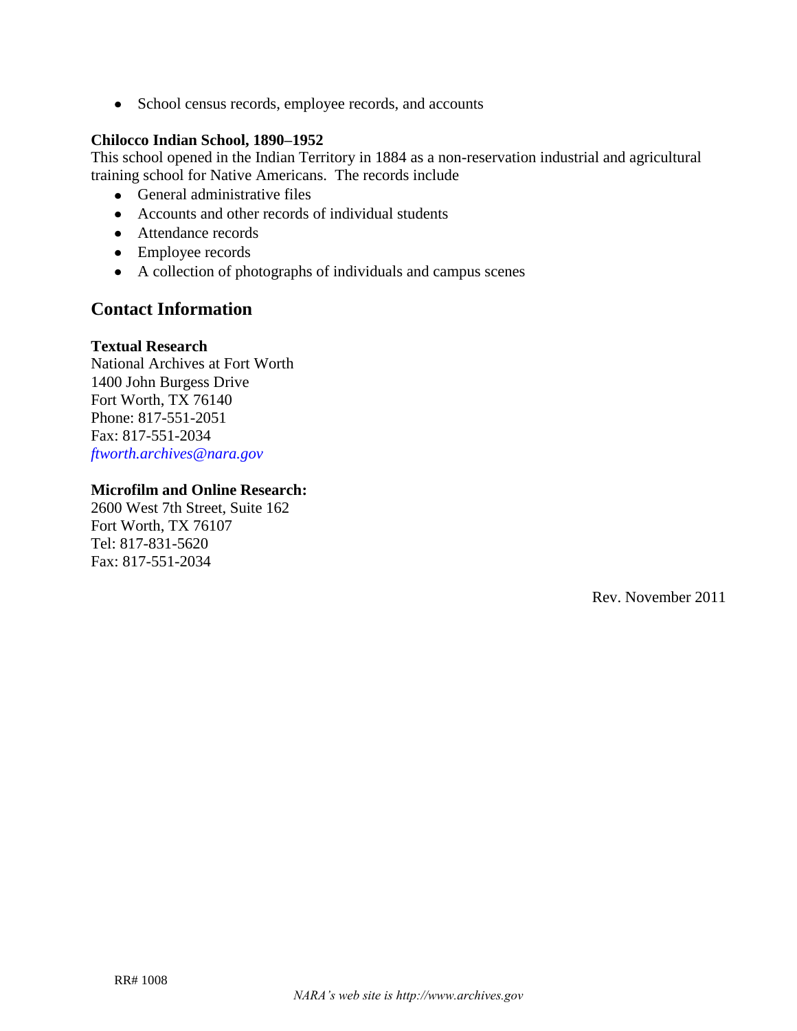- School census records, employee records, and accounts

**Chilocco Indian School, 1890–1952**
This school opened in the Indian Territory in 1884 as a non-reservation industrial and agricultural training school for Native Americans. The records include

- General administrative files
- Accounts and other records of individual students
- Attendance records
- Employee records
- A collection of photographs of individuals and campus scenes

## Contact Information

**Textual Research**
National Archives at Fort Worth
1400 John Burgess Drive
Fort Worth, TX 76140
Phone: 817-551-2051
Fax: 817-551-2034
*ftworth.archives@nara.gov*

**Microfilm and Online Research:**
2600 West 7th Street, Suite 162
Fort Worth, TX 76107
Tel: 817-831-5620
Fax: 817-551-2034

Rev. November 2011

RR# 1008

*NARA's web site is http://www.archives.gov*